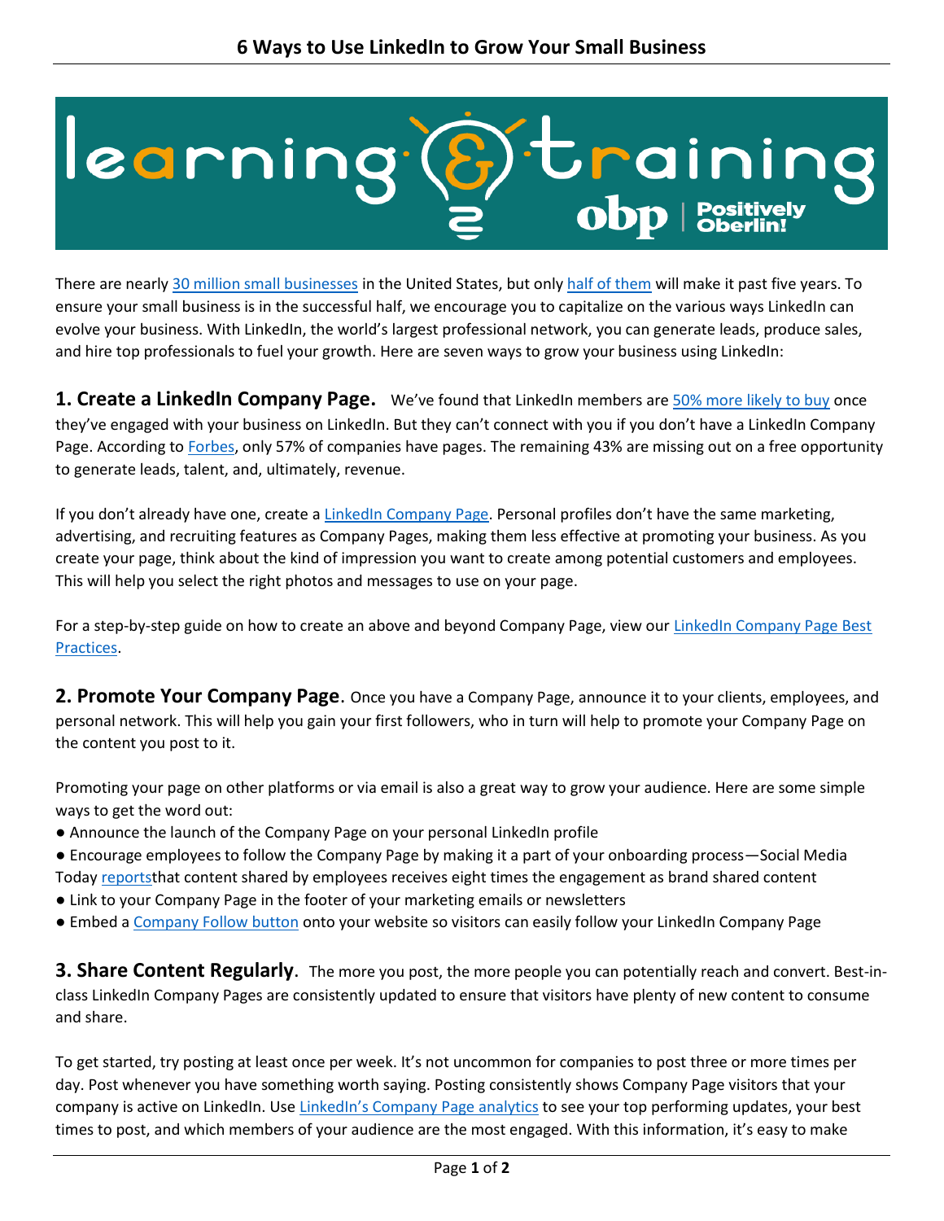# 6 Ways to Use LinkedIn to Grow Your Small Business

There are nearly 30 million small businesses in the United States, but only half of them will make it past five years. To ensure your small business is in the successful half, we encourage you to capitalize on the various ways LinkedIn can evolve your business. With LinkedIn, the world's largest professional network, you can generate leads, produce sales, and hire top professionals to fuel your growth. Here are seven ways to grow your business using LinkedIn:

**1. Create a LinkedIn Company Page.** We've found that LinkedIn members are 50% more likely to buy once they've engaged with your business on LinkedIn. But they can't connect with you if you don't have a LinkedIn Company Page. According to Forbes, only 57% of companies have pages. The remaining 43% are missing out on a free opportunity to generate leads, talent, and, ultimately, revenue.

If you don't already have one, create a LinkedIn Company Page. Personal profiles don't have the same marketing, advertising, and recruiting features as Company Pages, making them less effective at promoting your business. As you create your page, think about the kind of impression you want to create among potential customers and employees. This will help you select the right photos and messages to use on your page.

For a step-by-step guide on how to create an above and beyond Company Page, view our LinkedIn Company Page Best Practices.

**2. Promote Your Company Page.** Once you have a Company Page, announce it to your clients, employees, and personal network. This will help you gain your first followers, who in turn will help to promote your Company Page on the content you post to it.

Promoting your page on other platforms or via email is also a great way to grow your audience. Here are some simple ways to get the word out:

- Announce the launch of the Company Page on your personal LinkedIn profile
- Encourage employees to follow the Company Page by making it a part of your onboarding process—Social Media Today reportsthat content shared by employees receives eight times the engagement as brand shared content
- Link to your Company Page in the footer of your marketing emails or newsletters
- Embed a Company Follow button onto your website so visitors can easily follow your LinkedIn Company Page

**3. Share Content Regularly.** The more you post, the more people you can potentially reach and convert. Best-in-class LinkedIn Company Pages are consistently updated to ensure that visitors have plenty of new content to consume and share.

To get started, try posting at least once per week. It's not uncommon for companies to post three or more times per day. Post whenever you have something worth saying. Posting consistently shows Company Page visitors that your company is active on LinkedIn. Use LinkedIn's Company Page analytics to see your top performing updates, your best times to post, and which members of your audience are the most engaged. With this information, it's easy to make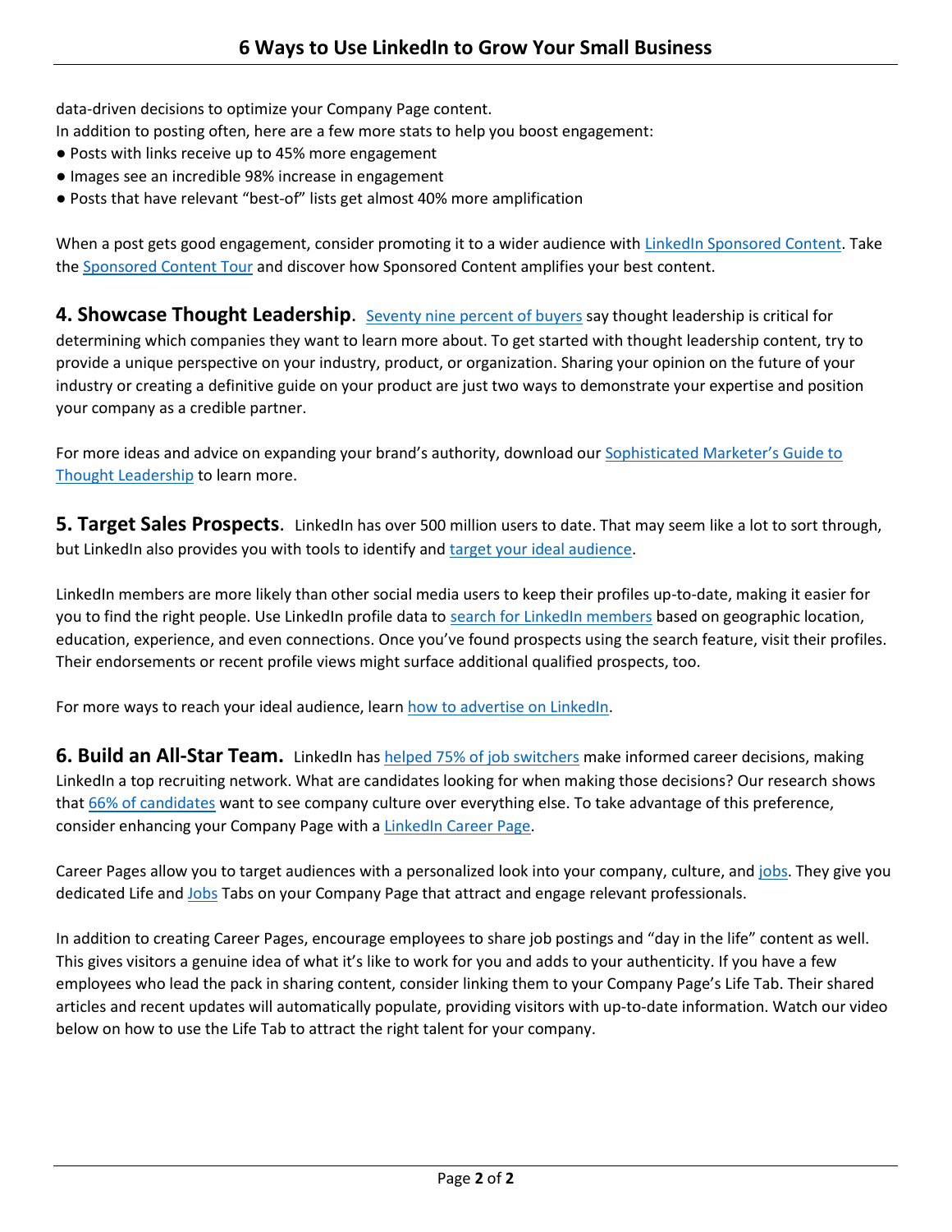data-driven decisions to optimize your Company Page content.

In addition to posting often, here are a few more stats to help you boost engagement:

- Posts with links receive up to 45% more engagement
- Images see an incredible 98% increase in engagement
- Posts that have relevant "best-of" lists get almost 40% more amplification

When a post gets good engagement, consider promoting it to a wider audience with LinkedIn Sponsored Content. Take the Sponsored Content Tour and discover how Sponsored Content amplifies your best content.

**4. Showcase Thought Leadership**. Seventy nine percent of buyers say thought leadership is critical for determining which companies they want to learn more about. To get started with thought leadership content, try to provide a unique perspective on your industry, product, or organization. Sharing your opinion on the future of your industry or creating a definitive guide on your product are just two ways to demonstrate your expertise and position your company as a credible partner.

For more ideas and advice on expanding your brand's authority, download our Sophisticated Marketer's Guide to Thought Leadership to learn more.

**5. Target Sales Prospects**. LinkedIn has over 500 million users to date. That may seem like a lot to sort through, but LinkedIn also provides you with tools to identify and target your ideal audience.

LinkedIn members are more likely than other social media users to keep their profiles up-to-date, making it easier for you to find the right people. Use LinkedIn profile data to search for LinkedIn members based on geographic location, education, experience, and even connections. Once you've found prospects using the search feature, visit their profiles. Their endorsements or recent profile views might surface additional qualified prospects, too.

For more ways to reach your ideal audience, learn how to advertise on LinkedIn.

**6. Build an All-Star Team.** LinkedIn has helped 75% of job switchers make informed career decisions, making LinkedIn a top recruiting network. What are candidates looking for when making those decisions? Our research shows that 66% of candidates want to see company culture over everything else. To take advantage of this preference, consider enhancing your Company Page with a LinkedIn Career Page.

Career Pages allow you to target audiences with a personalized look into your company, culture, and jobs. They give you dedicated Life and Jobs Tabs on your Company Page that attract and engage relevant professionals.

In addition to creating Career Pages, encourage employees to share job postings and "day in the life" content as well. This gives visitors a genuine idea of what it's like to work for you and adds to your authenticity. If you have a few employees who lead the pack in sharing content, consider linking them to your Company Page's Life Tab. Their shared articles and recent updates will automatically populate, providing visitors with up-to-date information. Watch our video below on how to use the Life Tab to attract the right talent for your company.